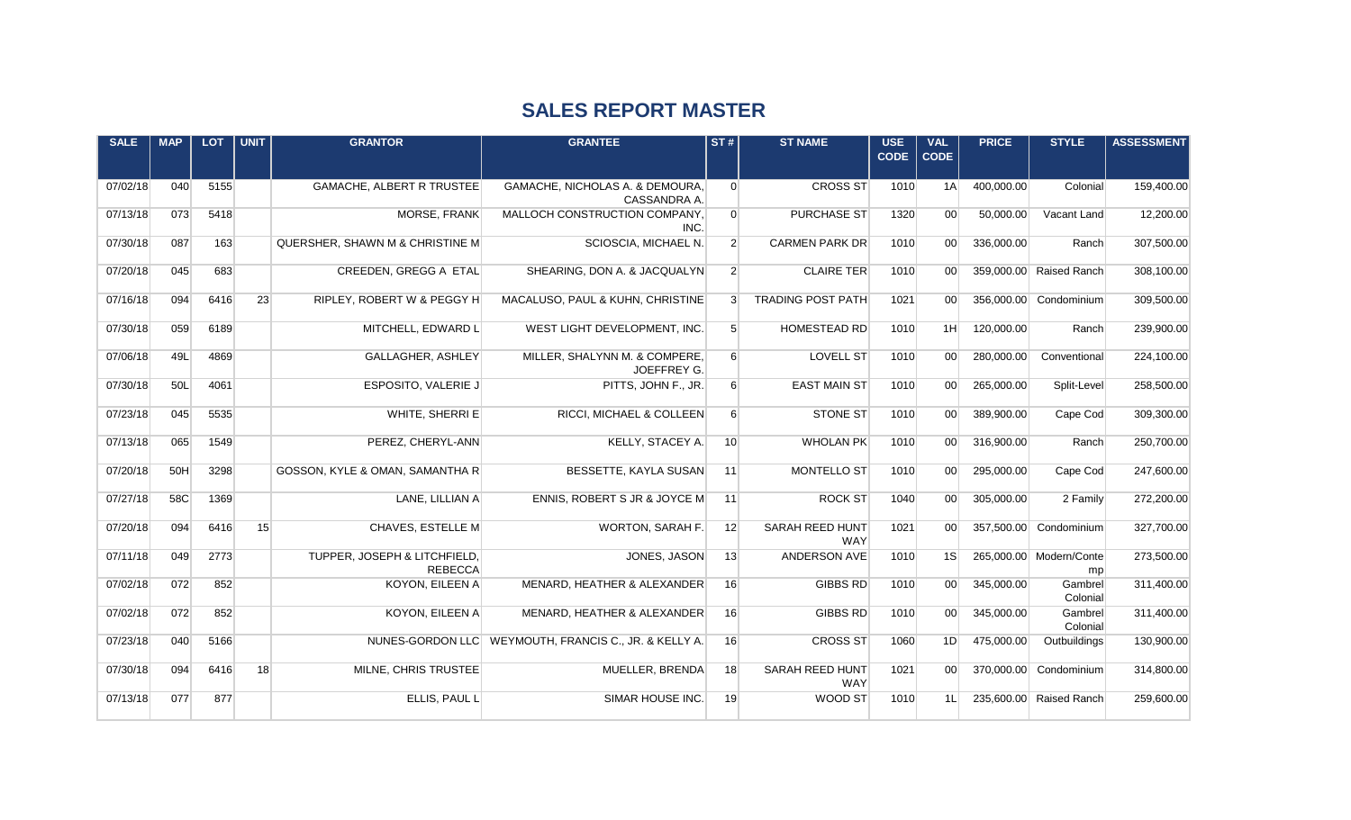## SALES REPORT MASTER

| SALE | MAP | LOT | UNIT | GRANTOR | GRANTEE | ST # | ST NAME | USE CODE | VAL CODE | PRICE | STYLE | ASSESSMENT |
|---|---|---|---|---|---|---|---|---|---|---|---|---|
| 07/02/18 | 040 | 5155 | | GAMACHE, ALBERT R TRUSTEE | GAMACHE, NICHOLAS A. & DEMOURA, CASSANDRA A. | 0 | CROSS ST | 1010 | 1A | 400,000.00 | Colonial | 159,400.00 |
| 07/13/18 | 073 | 5418 | | MORSE, FRANK | MALLOCH CONSTRUCTION COMPANY, INC. | 0 | PURCHASE ST | 1320 | 00 | 50,000.00 | Vacant Land | 12,200.00 |
| 07/30/18 | 087 | 163 | | QUERSHER, SHAWN M & CHRISTINE M | SCIOSCIA, MICHAEL N. | 2 | CARMEN PARK DR | 1010 | 00 | 336,000.00 | Ranch | 307,500.00 |
| 07/20/18 | 045 | 683 | | CREEDEN, GREGG A ETAL | SHEARING, DON A. & JACQUALYN | 2 | CLAIRE TER | 1010 | 00 | 359,000.00 | Raised Ranch | 308,100.00 |
| 07/16/18 | 094 | 6416 | 23 | RIPLEY, ROBERT W & PEGGY H | MACALUSO, PAUL & KUHN, CHRISTINE | 3 | TRADING POST PATH | 1021 | 00 | 356,000.00 | Condominium | 309,500.00 |
| 07/30/18 | 059 | 6189 | | MITCHELL, EDWARD L | WEST LIGHT DEVELOPMENT, INC. | 5 | HOMESTEAD RD | 1010 | 1H | 120,000.00 | Ranch | 239,900.00 |
| 07/06/18 | 49L | 4869 | | GALLAGHER, ASHLEY | MILLER, SHALYNN M. & COMPERE, JOEFFREY G. | 6 | LOVELL ST | 1010 | 00 | 280,000.00 | Conventional | 224,100.00 |
| 07/30/18 | 50L | 4061 | | ESPOSITO, VALERIE J | PITTS, JOHN F., JR. | 6 | EAST MAIN ST | 1010 | 00 | 265,000.00 | Split-Level | 258,500.00 |
| 07/23/18 | 045 | 5535 | | WHITE, SHERRI E | RICCI, MICHAEL & COLLEEN | 6 | STONE ST | 1010 | 00 | 389,900.00 | Cape Cod | 309,300.00 |
| 07/13/18 | 065 | 1549 | | PEREZ, CHERYL-ANN | KELLY, STACEY A. | 10 | WHOLAN PK | 1010 | 00 | 316,900.00 | Ranch | 250,700.00 |
| 07/20/18 | 50H | 3298 | | GOSSON, KYLE & OMAN, SAMANTHA R | BESSETTE, KAYLA SUSAN | 11 | MONTELLO ST | 1010 | 00 | 295,000.00 | Cape Cod | 247,600.00 |
| 07/27/18 | 58C | 1369 | | LANE, LILLIAN A | ENNIS, ROBERT S JR & JOYCE M | 11 | ROCK ST | 1040 | 00 | 305,000.00 | 2 Family | 272,200.00 |
| 07/20/18 | 094 | 6416 | 15 | CHAVES, ESTELLE M | WORTON, SARAH F. | 12 | SARAH REED HUNT WAY | 1021 | 00 | 357,500.00 | Condominium | 327,700.00 |
| 07/11/18 | 049 | 2773 | | TUPPER, JOSEPH & LITCHFIELD, REBECCA | JONES, JASON | 13 | ANDERSON AVE | 1010 | 1S | 265,000.00 | Modern/Contemp | 273,500.00 |
| 07/02/18 | 072 | 852 | | KOYON, EILEEN A | MENARD, HEATHER & ALEXANDER | 16 | GIBBS RD | 1010 | 00 | 345,000.00 | Gambrel Colonial | 311,400.00 |
| 07/02/18 | 072 | 852 | | KOYON, EILEEN A | MENARD, HEATHER & ALEXANDER | 16 | GIBBS RD | 1010 | 00 | 345,000.00 | Gambrel Colonial | 311,400.00 |
| 07/23/18 | 040 | 5166 | | NUNES-GORDON LLC | WEYMOUTH, FRANCIS C., JR. & KELLY A. | 16 | CROSS ST | 1060 | 1D | 475,000.00 | Outbuildings | 130,900.00 |
| 07/30/18 | 094 | 6416 | 18 | MILNE, CHRIS TRUSTEE | MUELLER, BRENDA | 18 | SARAH REED HUNT WAY | 1021 | 00 | 370,000.00 | Condominium | 314,800.00 |
| 07/13/18 | 077 | 877 | | ELLIS, PAUL L | SIMAR HOUSE INC. | 19 | WOOD ST | 1010 | 1L | 235,600.00 | Raised Ranch | 259,600.00 |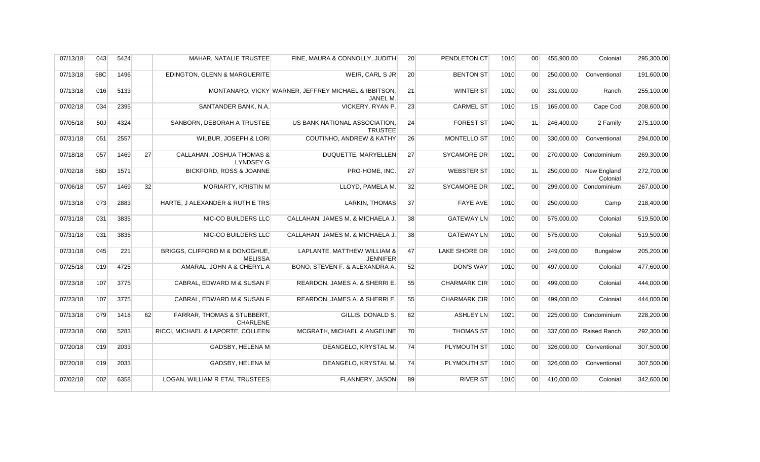| | | | | | | | | | | | | |
|---|---|---|---|---|---|---|---|---|---|---|---|---|
| 07/13/18 | 043 | 5424 | | MAHAR, NATALIE TRUSTEE | FINE, MAURA & CONNOLLY, JUDITH | 20 | PENDLETON CT | 1010 | 00 | 455,900.00 | Colonial | 295,300.00 |
| 07/13/18 | 58C | 1496 | | EDINGTON, GLENN & MARGUERITE | WEIR, CARL S JR | 20 | BENTON ST | 1010 | 00 | 250,000.00 | Conventional | 191,600.00 |
| 07/13/18 | 016 | 5133 | | MONTANARO, VICKY | WARNER, JEFFREY MICHAEL & IBBITSON, JANEL M. | 21 | WINTER ST | 1010 | 00 | 331,000.00 | Ranch | 255,100.00 |
| 07/02/18 | 034 | 2395 | | SANTANDER BANK, N.A. | VICKERY, RYAN P. | 23 | CARMEL ST | 1010 | 1S | 165,000.00 | Cape Cod | 208,600.00 |
| 07/05/18 | 50J | 4324 | | SANBORN, DEBORAH A TRUSTEE | US BANK NATIONAL ASSOCIATION, TRUSTEE | 24 | FOREST ST | 1040 | 1L | 246,400.00 | 2 Family | 275,100.00 |
| 07/31/18 | 051 | 2557 | | WILBUR, JOSEPH & LORI | COUTINHO, ANDREW & KATHY | 26 | MONTELLO ST | 1010 | 00 | 330,000.00 | Conventional | 294,000.00 |
| 07/18/18 | 057 | 1469 | 27 | CALLAHAN, JOSHUA THOMAS & LYNDSEY G | DUQUETTE, MARYELLEN | 27 | SYCAMORE DR | 1021 | 00 | 270,000.00 | Condominium | 269,300.00 |
| 07/02/18 | 58D | 1571 | | BICKFORD, ROSS & JOANNE | PRO-HOME, INC. | 27 | WEBSTER ST | 1010 | 1L | 250,000.00 | New England Colonial | 272,700.00 |
| 07/06/18 | 057 | 1469 | 32 | MORIARTY, KRISTIN M | LLOYD, PAMELA M. | 32 | SYCAMORE DR | 1021 | 00 | 299,000.00 | Condominium | 267,000.00 |
| 07/13/18 | 073 | 2883 | | HARTE, J ALEXANDER & RUTH E TRS | LARKIN, THOMAS | 37 | FAYE AVE | 1010 | 00 | 250,000.00 | Camp | 218,400.00 |
| 07/31/18 | 031 | 3835 | | NIC-CO BUILDERS LLC | CALLAHAN, JAMES M. & MICHAELA J. | 38 | GATEWAY LN | 1010 | 00 | 575,000.00 | Colonial | 519,500.00 |
| 07/31/18 | 031 | 3835 | | NIC-CO BUILDERS LLC | CALLAHAN, JAMES M. & MICHAELA J. | 38 | GATEWAY LN | 1010 | 00 | 575,000.00 | Colonial | 519,500.00 |
| 07/31/18 | 045 | 221 | | BRIGGS, CLIFFORD M & DONOGHUE, MELISSA | LAPLANTE, MATTHEW WILLIAM & JENNIFER | 47 | LAKE SHORE DR | 1010 | 00 | 249,000.00 | Bungalow | 205,200.00 |
| 07/25/18 | 019 | 4725 | | AMARAL, JOHN A & CHERYL A | BONO, STEVEN F. & ALEXANDRA A. | 52 | DON'S WAY | 1010 | 00 | 497,000.00 | Colonial | 477,600.00 |
| 07/23/18 | 107 | 3775 | | CABRAL, EDWARD M & SUSAN F | REARDON, JAMES A. & SHERRI E. | 55 | CHARMARK CIR | 1010 | 00 | 499,000.00 | Colonial | 444,000.00 |
| 07/23/18 | 107 | 3775 | | CABRAL, EDWARD M & SUSAN F | REARDON, JAMES A. & SHERRI E. | 55 | CHARMARK CIR | 1010 | 00 | 499,000.00 | Colonial | 444,000.00 |
| 07/13/18 | 079 | 1418 | 62 | FARRAR, THOMAS & STUBBERT, CHARLENE | GILLIS, DONALD S. | 62 | ASHLEY LN | 1021 | 00 | 225,000.00 | Condominium | 228,200.00 |
| 07/23/18 | 060 | 5283 | | RICCI, MICHAEL & LAPORTE, COLLEEN | MCGRATH, MICHAEL & ANGELINE | 70 | THOMAS ST | 1010 | 00 | 337,000.00 | Raised Ranch | 292,300.00 |
| 07/20/18 | 019 | 2033 | | GADSBY, HELENA M | DEANGELO, KRYSTAL M. | 74 | PLYMOUTH ST | 1010 | 00 | 326,000.00 | Conventional | 307,500.00 |
| 07/20/18 | 019 | 2033 | | GADSBY, HELENA M | DEANGELO, KRYSTAL M. | 74 | PLYMOUTH ST | 1010 | 00 | 326,000.00 | Conventional | 307,500.00 |
| 07/02/18 | 002 | 6358 | | LOGAN, WILLIAM R ETAL TRUSTEES | FLANNERY, JASON | 89 | RIVER ST | 1010 | 00 | 410,000.00 | Colonial | 342,600.00 |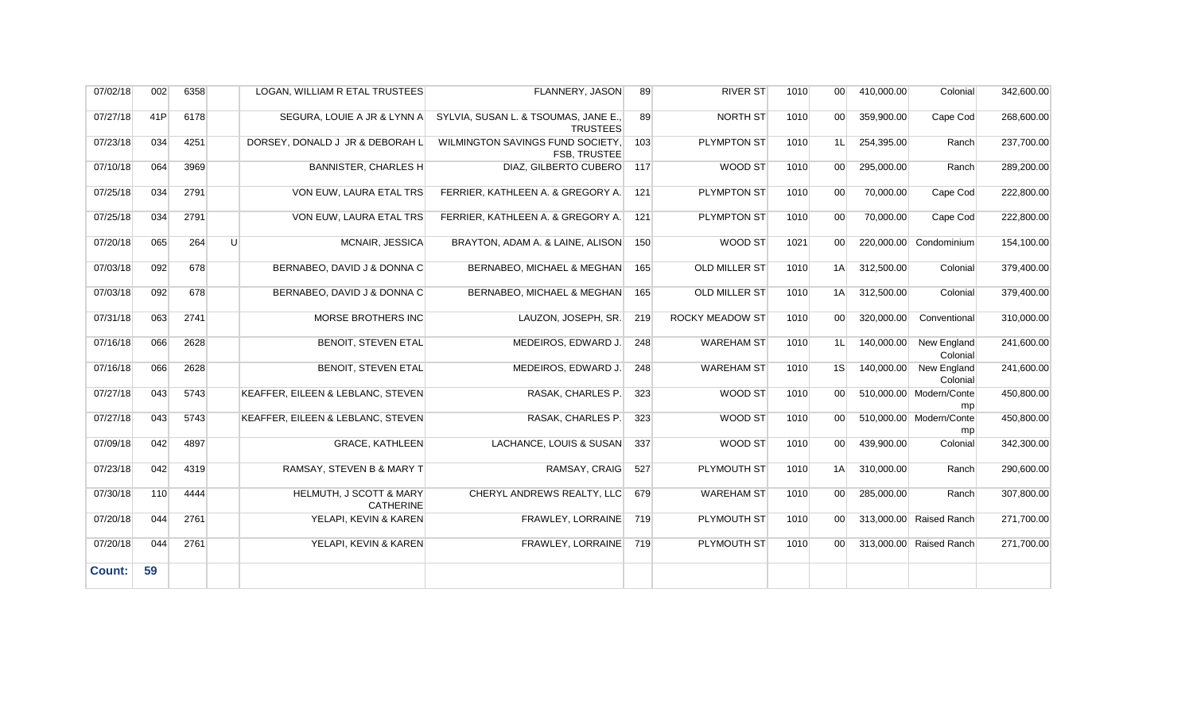| | | | | | | | | | | | | | |
|---|---|---|---|---|---|---|---|---|---|---|---|---|---|
| 07/02/18 | 002 | 6358 | | LOGAN, WILLIAM R ETAL TRUSTEES | FLANNERY, JASON | 89 | RIVER ST | 1010 | 00 | 410,000.00 | Colonial | 342,600.00 |
| 07/27/18 | 41P | 6178 | | SEGURA, LOUIE A JR & LYNN A | SYLVIA, SUSAN L. & TSOUMAS, JANE E., TRUSTEES | 89 | NORTH ST | 1010 | 00 | 359,900.00 | Cape Cod | 268,600.00 |
| 07/23/18 | 034 | 4251 | | DORSEY, DONALD J JR & DEBORAH L | WILMINGTON SAVINGS FUND SOCIETY, FSB, TRUSTEE | 103 | PLYMPTON ST | 1010 | 1L | 254,395.00 | Ranch | 237,700.00 |
| 07/10/18 | 064 | 3969 | | BANNISTER, CHARLES H | DIAZ, GILBERTO CUBERO | 117 | WOOD ST | 1010 | 00 | 295,000.00 | Ranch | 289,200.00 |
| 07/25/18 | 034 | 2791 | | VON EUW, LAURA ETAL TRS | FERRIER, KATHLEEN A. & GREGORY A. | 121 | PLYMPTON ST | 1010 | 00 | 70,000.00 | Cape Cod | 222,800.00 |
| 07/25/18 | 034 | 2791 | | VON EUW, LAURA ETAL TRS | FERRIER, KATHLEEN A. & GREGORY A. | 121 | PLYMPTON ST | 1010 | 00 | 70,000.00 | Cape Cod | 222,800.00 |
| 07/20/18 | 065 | 264 | U | MCNAIR, JESSICA | BRAYTON, ADAM A. & LAINE, ALISON | 150 | WOOD ST | 1021 | 00 | 220,000.00 | Condominium | 154,100.00 |
| 07/03/18 | 092 | 678 | | BERNABEO, DAVID J & DONNA C | BERNABEO, MICHAEL & MEGHAN | 165 | OLD MILLER ST | 1010 | 1A | 312,500.00 | Colonial | 379,400.00 |
| 07/03/18 | 092 | 678 | | BERNABEO, DAVID J & DONNA C | BERNABEO, MICHAEL & MEGHAN | 165 | OLD MILLER ST | 1010 | 1A | 312,500.00 | Colonial | 379,400.00 |
| 07/31/18 | 063 | 2741 | | MORSE BROTHERS INC | LAUZON, JOSEPH, SR. | 219 | ROCKY MEADOW ST | 1010 | 00 | 320,000.00 | Conventional | 310,000.00 |
| 07/16/18 | 066 | 2628 | | BENOIT, STEVEN ETAL | MEDEIROS, EDWARD J. | 248 | WAREHAM ST | 1010 | 1L | 140,000.00 | New England Colonial | 241,600.00 |
| 07/16/18 | 066 | 2628 | | BENOIT, STEVEN ETAL | MEDEIROS, EDWARD J. | 248 | WAREHAM ST | 1010 | 1S | 140,000.00 | New England Colonial | 241,600.00 |
| 07/27/18 | 043 | 5743 | | KEAFFER, EILEEN & LEBLANC, STEVEN | RASAK, CHARLES P. | 323 | WOOD ST | 1010 | 00 | 510,000.00 | Modern/Contemp | 450,800.00 |
| 07/27/18 | 043 | 5743 | | KEAFFER, EILEEN & LEBLANC, STEVEN | RASAK, CHARLES P. | 323 | WOOD ST | 1010 | 00 | 510,000.00 | Modern/Contemp | 450,800.00 |
| 07/09/18 | 042 | 4897 | | GRACE, KATHLEEN | LACHANCE, LOUIS & SUSAN | 337 | WOOD ST | 1010 | 00 | 439,900.00 | Colonial | 342,300.00 |
| 07/23/18 | 042 | 4319 | | RAMSAY, STEVEN B & MARY T | RAMSAY, CRAIG | 527 | PLYMOUTH ST | 1010 | 1A | 310,000.00 | Ranch | 290,600.00 |
| 07/30/18 | 110 | 4444 | | HELMUTH, J SCOTT & MARY CATHERINE | CHERYL ANDREWS REALTY, LLC | 679 | WAREHAM ST | 1010 | 00 | 285,000.00 | Ranch | 307,800.00 |
| 07/20/18 | 044 | 2761 | | YELAPI, KEVIN & KAREN | FRAWLEY, LORRAINE | 719 | PLYMOUTH ST | 1010 | 00 | 313,000.00 | Raised Ranch | 271,700.00 |
| 07/20/18 | 044 | 2761 | | YELAPI, KEVIN & KAREN | FRAWLEY, LORRAINE | 719 | PLYMOUTH ST | 1010 | 00 | 313,000.00 | Raised Ranch | 271,700.00 |
| **Count:** | **59** | | | | | | | | | | | |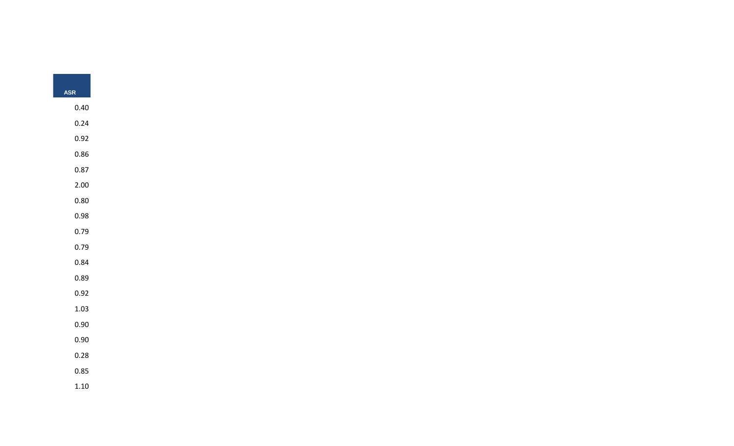| ASR |
| --- |
| 0.40 |
| 0.24 |
| 0.92 |
| 0.86 |
| 0.87 |
| 2.00 |
| 0.80 |
| 0.98 |
| 0.79 |
| 0.79 |
| 0.84 |
| 0.89 |
| 0.92 |
| 1.03 |
| 0.90 |
| 0.90 |
| 0.28 |
| 0.85 |
| 1.10 |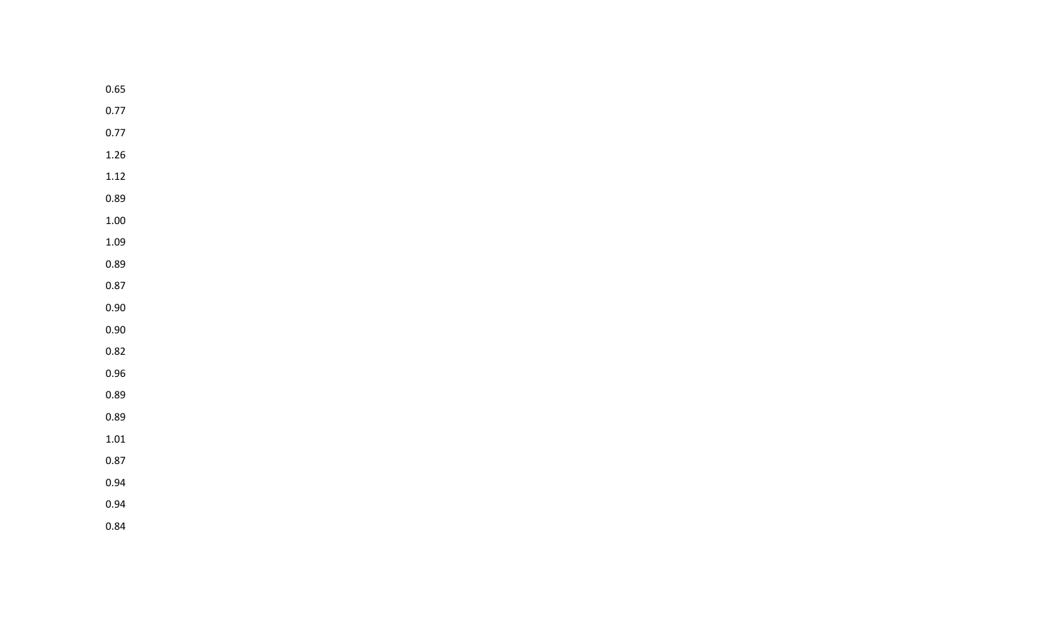0.65

0.77

0.77

1.26

1.12

0.89

1.00

1.09

0.89

0.87

0.90

0.90

0.82

0.96

0.89

0.89

1.01

0.87

0.94

0.94

0.84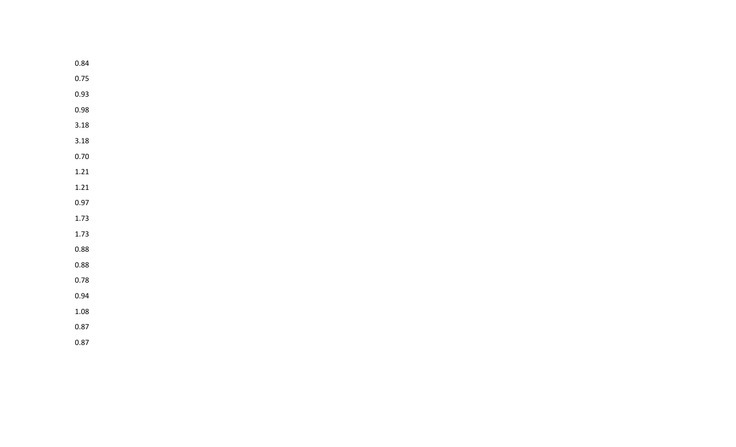0.84

0.75

0.93

0.98

3.18

3.18

0.70

1.21

1.21

0.97

1.73

1.73

0.88

0.88

0.78

0.94

1.08

0.87

0.87